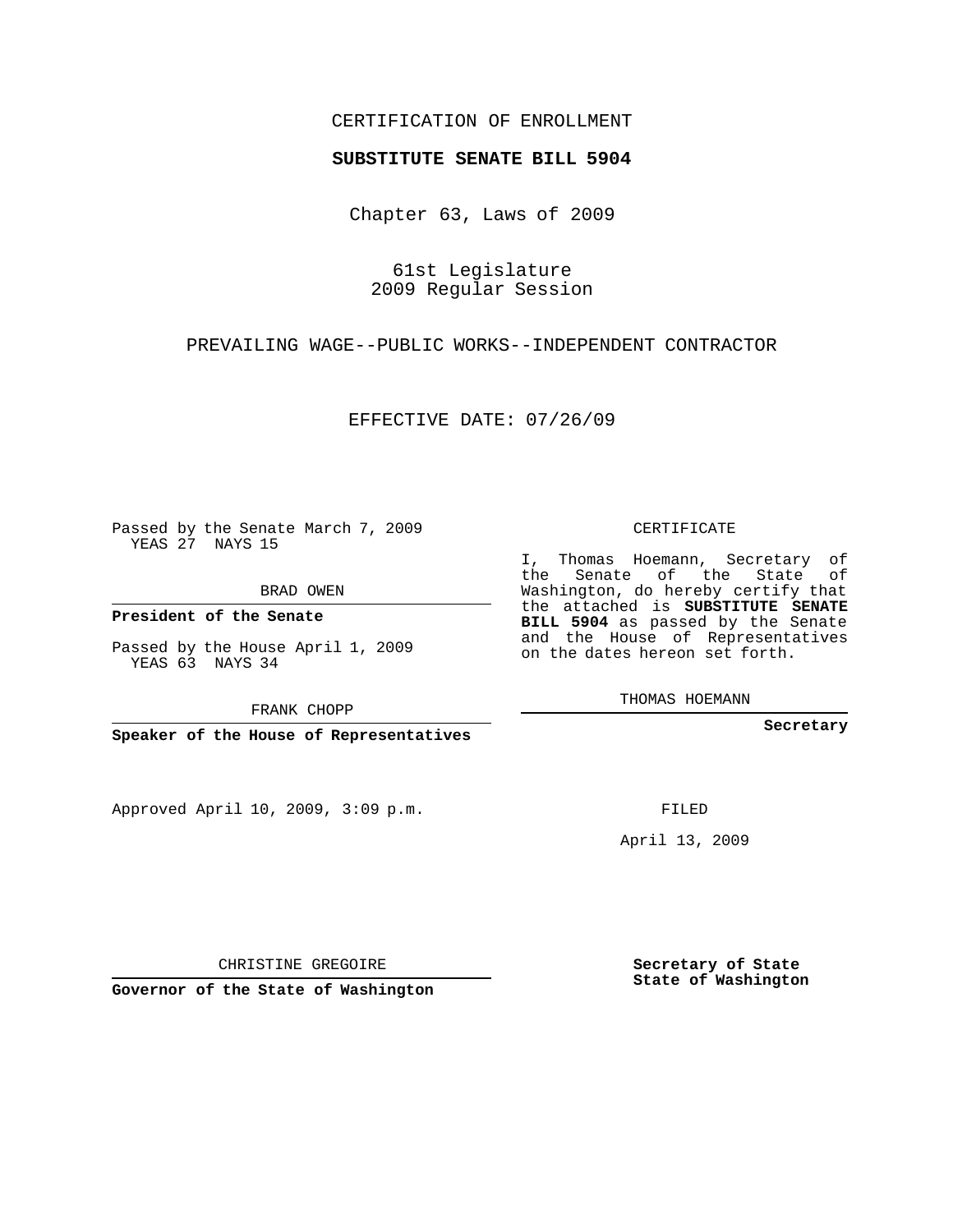CERTIFICATION OF ENROLLMENT

**SUBSTITUTE SENATE BILL 5904**

Chapter 63, Laws of 2009

61st Legislature
2009 Regular Session

PREVAILING WAGE--PUBLIC WORKS--INDEPENDENT CONTRACTOR

EFFECTIVE DATE: 07/26/09

Passed by the Senate March 7, 2009
YEAS 27 NAYS 15

BRAD OWEN

**President of the Senate**

Passed by the House April 1, 2009
YEAS 63 NAYS 34

FRANK CHOPP

**Speaker of the House of Representatives**

CERTIFICATE

I, Thomas Hoemann, Secretary of the Senate of the State of Washington, do hereby certify that the attached is **SUBSTITUTE SENATE BILL 5904** as passed by the Senate and the House of Representatives on the dates hereon set forth.

THOMAS HOEMANN

**Secretary**

Approved April 10, 2009, 3:09 p.m.

FILED

April 13, 2009

CHRISTINE GREGOIRE

**Governor of the State of Washington**

**Secretary of State**
**State of Washington**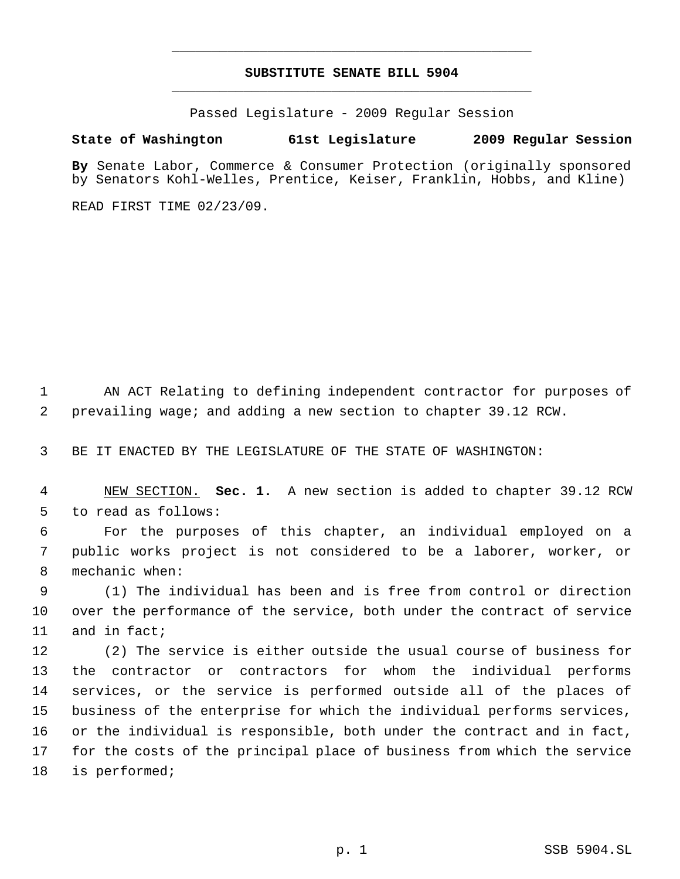# SUBSTITUTE SENATE BILL 5904

Passed Legislature - 2009 Regular Session

**State of Washington 61st Legislature 2009 Regular Session**

**By** Senate Labor, Commerce & Consumer Protection (originally sponsored by Senators Kohl-Welles, Prentice, Keiser, Franklin, Hobbs, and Kline)

READ FIRST TIME 02/23/09.

AN ACT Relating to defining independent contractor for purposes of prevailing wage; and adding a new section to chapter 39.12 RCW.

BE IT ENACTED BY THE LEGISLATURE OF THE STATE OF WASHINGTON:

NEW SECTION. **Sec. 1.** A new section is added to chapter 39.12 RCW to read as follows:

For the purposes of this chapter, an individual employed on a public works project is not considered to be a laborer, worker, or mechanic when:

(1) The individual has been and is free from control or direction over the performance of the service, both under the contract of service and in fact;

(2) The service is either outside the usual course of business for the contractor or contractors for whom the individual performs services, or the service is performed outside all of the places of business of the enterprise for which the individual performs services, or the individual is responsible, both under the contract and in fact, for the costs of the principal place of business from which the service is performed;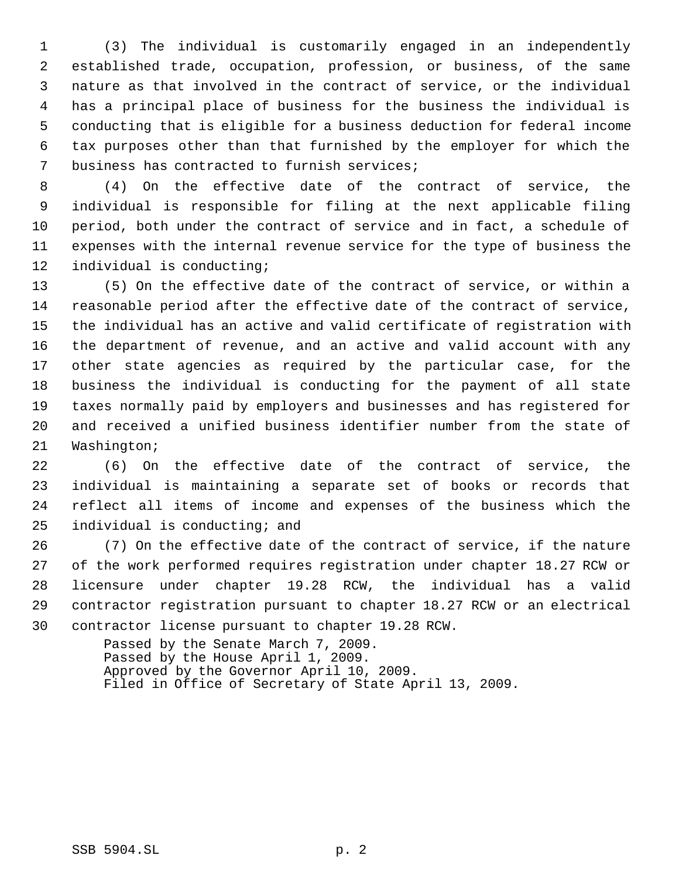(3) The individual is customarily engaged in an independently established trade, occupation, profession, or business, of the same nature as that involved in the contract of service, or the individual has a principal place of business for the business the individual is conducting that is eligible for a business deduction for federal income tax purposes other than that furnished by the employer for which the business has contracted to furnish services;

(4) On the effective date of the contract of service, the individual is responsible for filing at the next applicable filing period, both under the contract of service and in fact, a schedule of expenses with the internal revenue service for the type of business the individual is conducting;

(5) On the effective date of the contract of service, or within a reasonable period after the effective date of the contract of service, the individual has an active and valid certificate of registration with the department of revenue, and an active and valid account with any other state agencies as required by the particular case, for the business the individual is conducting for the payment of all state taxes normally paid by employers and businesses and has registered for and received a unified business identifier number from the state of Washington;

(6) On the effective date of the contract of service, the individual is maintaining a separate set of books or records that reflect all items of income and expenses of the business which the individual is conducting; and

(7) On the effective date of the contract of service, if the nature of the work performed requires registration under chapter 18.27 RCW or licensure under chapter 19.28 RCW, the individual has a valid contractor registration pursuant to chapter 18.27 RCW or an electrical contractor license pursuant to chapter 19.28 RCW.

Passed by the Senate March 7, 2009.
Passed by the House April 1, 2009.
Approved by the Governor April 10, 2009.
Filed in Office of Secretary of State April 13, 2009.